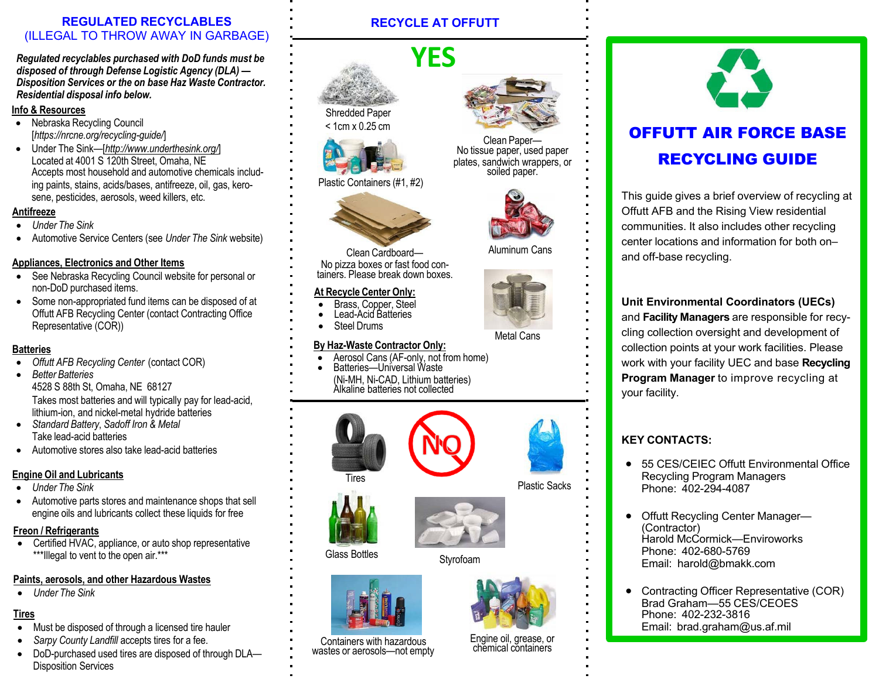## REGULATED RECYCLABLES (ILLEGAL TO THROW AWAY IN GARBAGE)

***Regulated recyclables purchased with DoD funds must be disposed of through Defense Logistic Agency (DLA) — Disposition Services or the on base Haz Waste Contractor. Residential disposal info below.***

**Info & Resources**

- Nebraska Recycling Council [https://nrcne.org/recycling-guide/]
- Under The Sink—[http://www.underthesink.org/] Located at 4001 S 120th Street, Omaha, NE Accepts most household and automotive chemicals including paints, stains, acids/bases, antifreeze, oil, gas, kerosene, pesticides, aerosols, weed killers, etc.

**Antifreeze**

- *Under The Sink*
- Automotive Service Centers (see *Under The Sink* website)

**Appliances, Electronics and Other Items**

- See Nebraska Recycling Council website for personal or non-DoD purchased items.
- Some non-appropriated fund items can be disposed of at Offutt AFB Recycling Center (contact Contracting Office Representative (COR))

**Batteries**

- *Offutt AFB Recycling Center* (contact COR)
- *Better Batteries* 4528 S 88th St, Omaha, NE 68127 Takes most batteries and will typically pay for lead-acid, lithium-ion, and nickel-metal hydride batteries
- *Standard Battery*, *Sadoff Iron & Metal* Take lead-acid batteries
- Automotive stores also take lead-acid batteries

**Engine Oil and Lubricants**

- *Under The Sink*
- Automotive parts stores and maintenance shops that sell engine oils and lubricants collect these liquids for free

**Freon / Refrigerants**

- Certified HVAC, appliance, or auto shop representative ***Illegal to vent to the open air.***

**Paints, aerosols, and other Hazardous Wastes**

- *Under The Sink*

**Tires**

- Must be disposed of through a licensed tire hauler
- *Sarpy County Landfill* accepts tires for a fee.
- DoD-purchased used tires are disposed of through DLA—Disposition Services

## RECYCLE AT OFFUTT

### YES

Shredded Paper < 1cm x 0.25 cm

Clean Paper—No tissue paper, used paper plates, sandwich wrappers, or soiled paper.

Plastic Containers (#1, #2)

Clean Cardboard—No pizza boxes or fast food containers. Please break down boxes.

Aluminum Cans

Metal Cans

**At Recycle Center Only:**

- Brass, Copper, Steel
- Lead-Acid Batteries
- Steel Drums

**By Haz-Waste Contractor Only:**

- Aerosol Cans (AF-only, not from home)
- Batteries—Universal Waste (Ni-MH, Ni-CAD, Lithium batteries) Alkaline batteries not collected

### NO

Tires

Plastic Sacks

Glass Bottles

Styrofoam

Containers with hazardous wastes or aerosols—not empty

Engine oil, grease, or chemical containers

# OFFUTT AIR FORCE BASE RECYCLING GUIDE

This guide gives a brief overview of recycling at Offutt AFB and the Rising View residential communities. It also includes other recycling center locations and information for both on–and off-base recycling.

**Unit Environmental Coordinators (UECs)** and **Facility Managers** are responsible for recycling collection oversight and development of collection points at your work facilities. Please work with your facility UEC and base **Recycling Program Manager** to improve recycling at your facility.

**KEY CONTACTS:**

- 55 CES/CEIEC Offutt Environmental Office Recycling Program Managers Phone: 402-294-4087
- Offutt Recycling Center Manager—(Contractor) Harold McCormick—Enviroworks Phone: 402-680-5769 Email: harold@bmakk.com
- Contracting Officer Representative (COR) Brad Graham—55 CES/CEOES Phone: 402-232-3816 Email: brad.graham@us.af.mil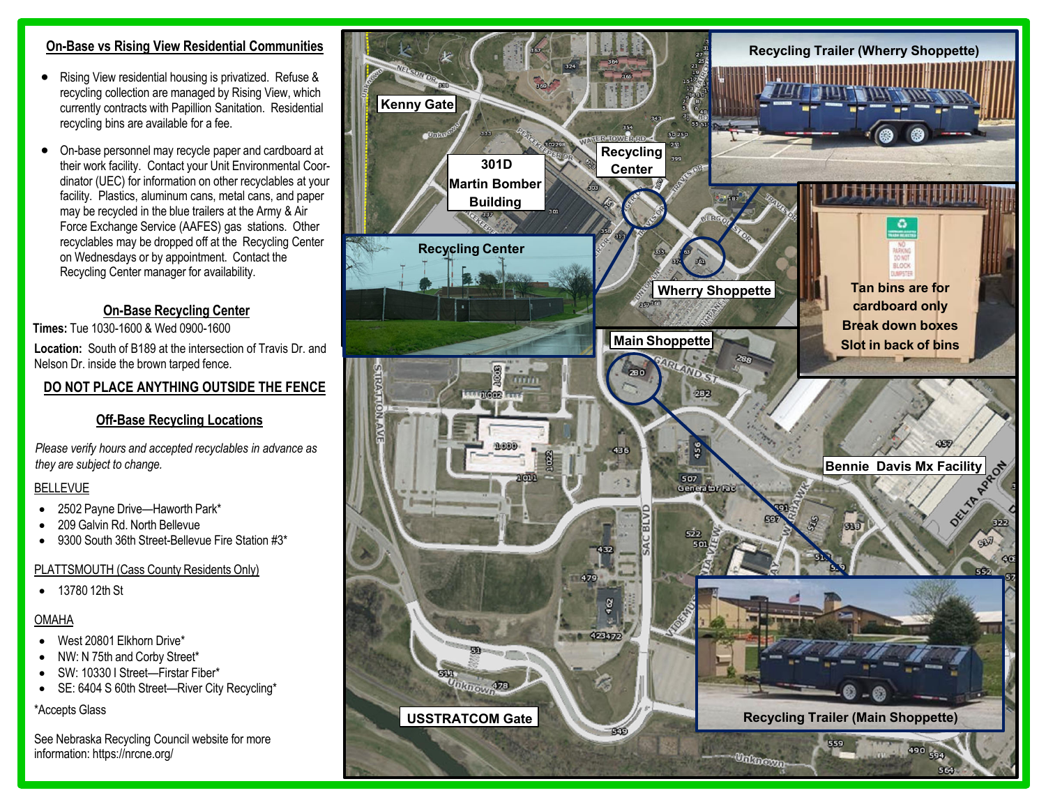## On-Base vs Rising View Residential Communities

- Rising View residential housing is privatized. Refuse & recycling collection are managed by Rising View, which currently contracts with Papillion Sanitation. Residential recycling bins are available for a fee.
- On-base personnel may recycle paper and cardboard at their work facility. Contact your Unit Environmental Coordinator (UEC) for information on other recyclables at your facility. Plastics, aluminum cans, metal cans, and paper may be recycled in the blue trailers at the Army & Air Force Exchange Service (AAFES) gas stations. Other recyclables may be dropped off at the Recycling Center on Wednesdays or by appointment. Contact the Recycling Center manager for availability.

### On-Base Recycling Center

**Times:** Tue 1030-1600 & Wed 0900-1600

**Location:** South of B189 at the intersection of Travis Dr. and Nelson Dr. inside the brown tarped fence.

**DO NOT PLACE ANYTHING OUTSIDE THE FENCE**

### Off-Base Recycling Locations

*Please verify hours and accepted recyclables in advance as they are subject to change.*

BELLEVUE

- 2502 Payne Drive—Haworth Park*
- 209 Galvin Rd. North Bellevue
- 9300 South 36th Street-Bellevue Fire Station #3*

PLATTSMOUTH (Cass County Residents Only)

- 13780 12th St

OMAHA

- West 20801 Elkhorn Drive*
- NW: N 75th and Corby Street*
- SW: 10330 I Street—Firstar Fiber*
- SE: 6404 S 60th Street—River City Recycling*

*Accepts Glass

See Nebraska Recycling Council website for more information: https://nrcne.org/

Kenny Gate

301D Martin Bomber Building

Recycling Center

Recycling Trailer (Wherry Shoppette)

Wherry Shoppette

Tan bins are for cardboard only
Break down boxes
Slot in back of bins

Main Shoppette

Bennie Davis Mx Facility

USSTRATCOM Gate

Recycling Trailer (Main Shoppette)